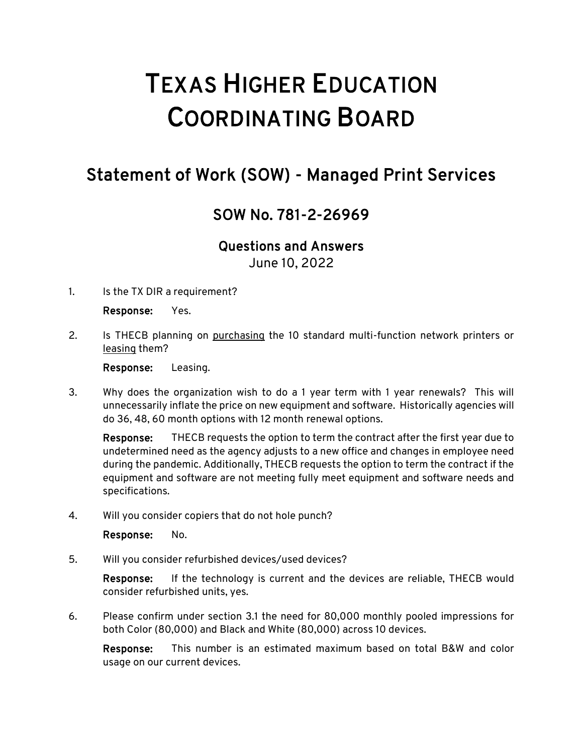# TEXAS HIGHER EDUCATION COORDINATING BOARD

## Statement of Work (SOW) - Managed Print Services

### SOW No. 781-2-26969

### Questions and Answers

June 10, 2022

1. Is the TX DIR a requirement?

   **Response:** Yes.

2. Is THECB planning on <u>purchasing</u> the 10 standard multi-function network printers or <u>leasing</u> them?

   **Response:** Leasing.

3. Why does the organization wish to do a 1 year term with 1 year renewals? This will unnecessarily inflate the price on new equipment and software. Historically agencies will do 36, 48, 60 month options with 12 month renewal options.

   **Response:** THECB requests the option to term the contract after the first year due to undetermined need as the agency adjusts to a new office and changes in employee need during the pandemic. Additionally, THECB requests the option to term the contract if the equipment and software are not meeting fully meet equipment and software needs and specifications.

4. Will you consider copiers that do not hole punch?

   **Response:** No.

5. Will you consider refurbished devices/used devices?

   **Response:** If the technology is current and the devices are reliable, THECB would consider refurbished units, yes.

6. Please confirm under section 3.1 the need for 80,000 monthly pooled impressions for both Color (80,000) and Black and White (80,000) across 10 devices.

   **Response:** This number is an estimated maximum based on total B&W and color usage on our current devices.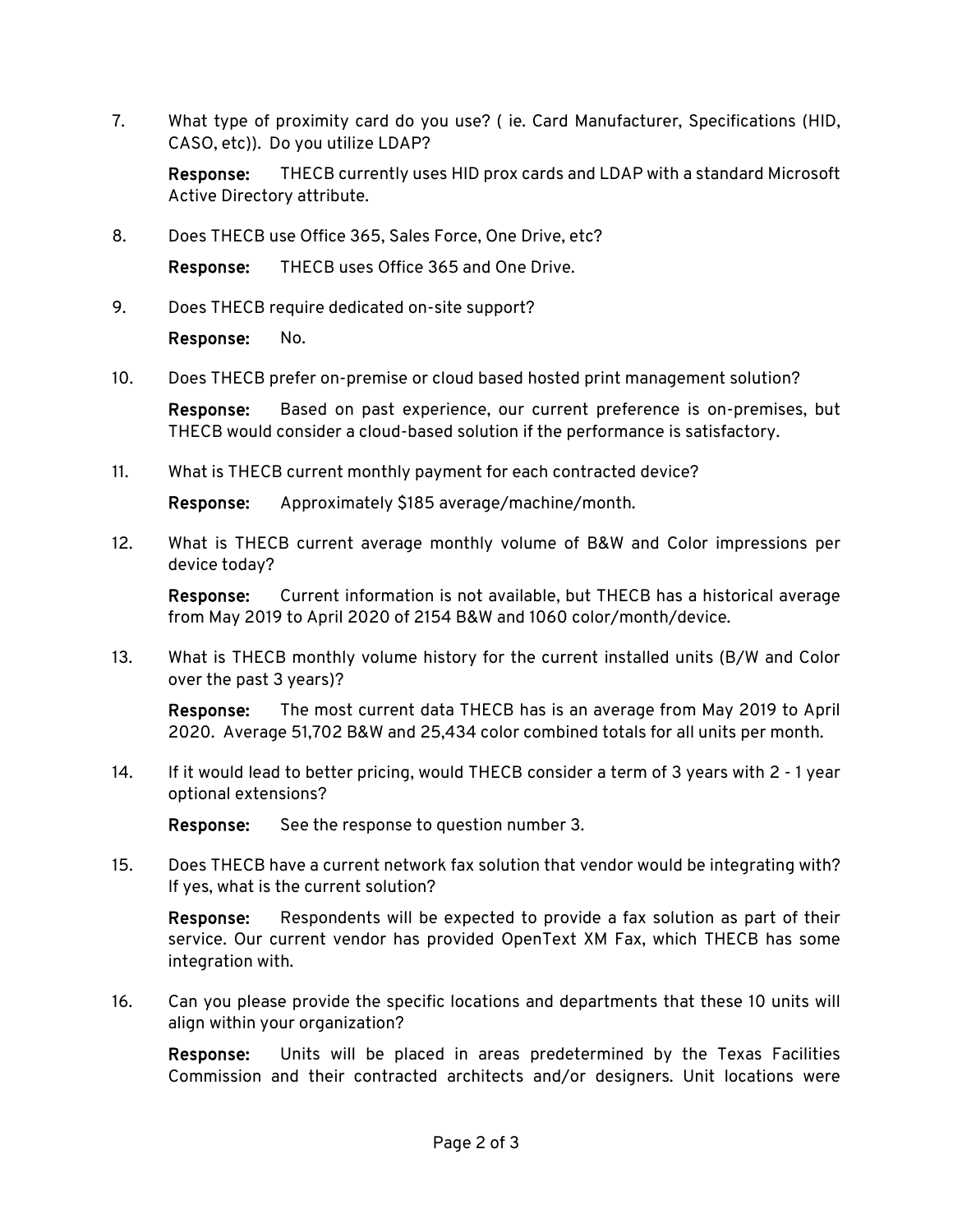7. What type of proximity card do you use? ( ie. Card Manufacturer, Specifications (HID, CASO, etc)). Do you utilize LDAP?

   **Response:** THECB currently uses HID prox cards and LDAP with a standard Microsoft Active Directory attribute.

8. Does THECB use Office 365, Sales Force, One Drive, etc?

   **Response:** THECB uses Office 365 and One Drive.

9. Does THECB require dedicated on-site support?

   **Response:** No.

10. Does THECB prefer on-premise or cloud based hosted print management solution?

    **Response:** Based on past experience, our current preference is on-premises, but THECB would consider a cloud-based solution if the performance is satisfactory.

11. What is THECB current monthly payment for each contracted device?

    **Response:** Approximately $185 average/machine/month.

12. What is THECB current average monthly volume of B&W and Color impressions per device today?

    **Response:** Current information is not available, but THECB has a historical average from May 2019 to April 2020 of 2154 B&W and 1060 color/month/device.

13. What is THECB monthly volume history for the current installed units (B/W and Color over the past 3 years)?

    **Response:** The most current data THECB has is an average from May 2019 to April 2020. Average 51,702 B&W and 25,434 color combined totals for all units per month.

14. If it would lead to better pricing, would THECB consider a term of 3 years with 2 - 1 year optional extensions?

    **Response:** See the response to question number 3.

15. Does THECB have a current network fax solution that vendor would be integrating with? If yes, what is the current solution?

    **Response:** Respondents will be expected to provide a fax solution as part of their service. Our current vendor has provided OpenText XM Fax, which THECB has some integration with.

16. Can you please provide the specific locations and departments that these 10 units will align within your organization?

    **Response:** Units will be placed in areas predetermined by the Texas Facilities Commission and their contracted architects and/or designers. Unit locations were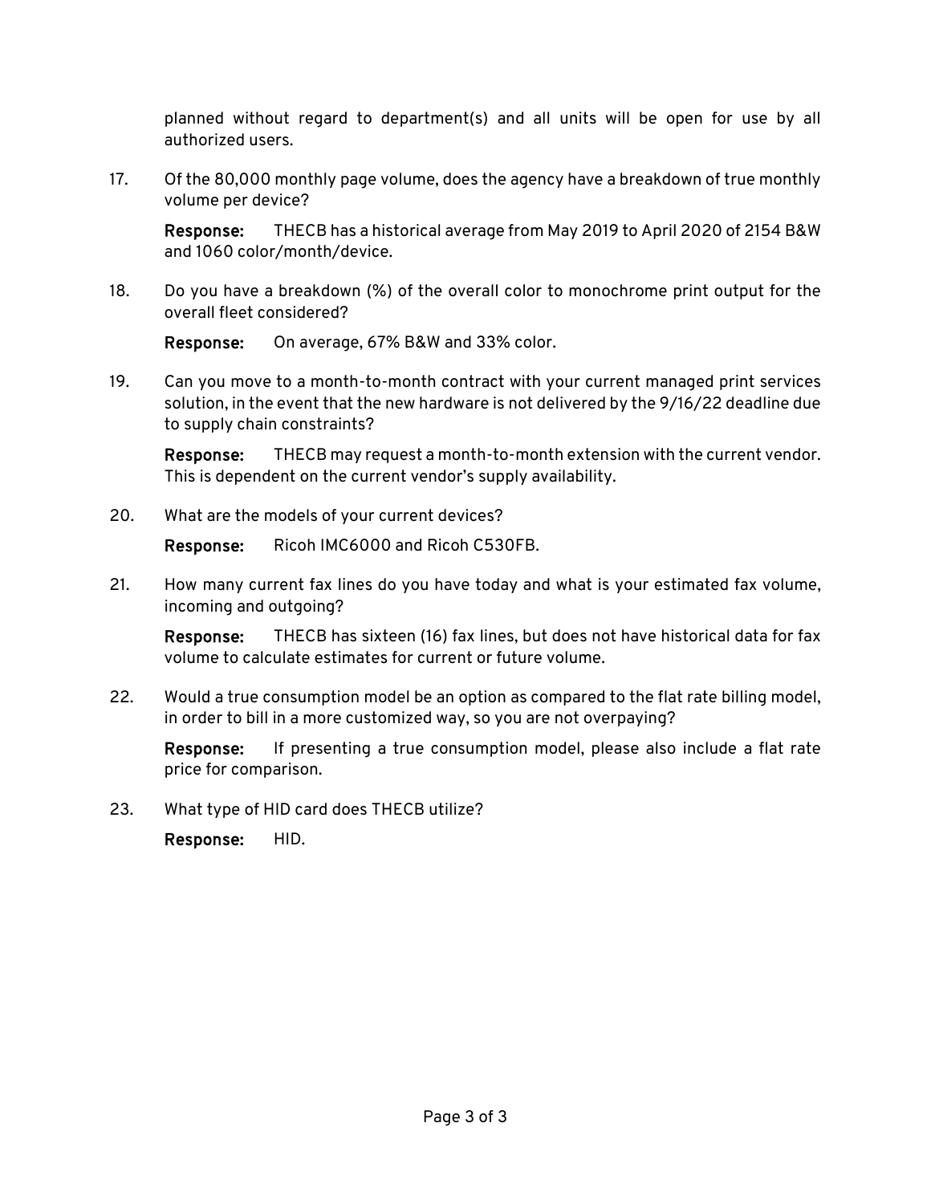planned without regard to department(s) and all units will be open for use by all authorized users.

17. Of the 80,000 monthly page volume, does the agency have a breakdown of true monthly volume per device?

    **Response:** THECB has a historical average from May 2019 to April 2020 of 2154 B&W and 1060 color/month/device.

18. Do you have a breakdown (%) of the overall color to monochrome print output for the overall fleet considered?

    **Response:** On average, 67% B&W and 33% color.

19. Can you move to a month-to-month contract with your current managed print services solution, in the event that the new hardware is not delivered by the 9/16/22 deadline due to supply chain constraints?

    **Response:** THECB may request a month-to-month extension with the current vendor. This is dependent on the current vendor's supply availability.

20. What are the models of your current devices?

    **Response:** Ricoh IMC6000 and Ricoh C530FB.

21. How many current fax lines do you have today and what is your estimated fax volume, incoming and outgoing?

    **Response:** THECB has sixteen (16) fax lines, but does not have historical data for fax volume to calculate estimates for current or future volume.

22. Would a true consumption model be an option as compared to the flat rate billing model, in order to bill in a more customized way, so you are not overpaying?

    **Response:** If presenting a true consumption model, please also include a flat rate price for comparison.

23. What type of HID card does THECB utilize?

    **Response:** HID.